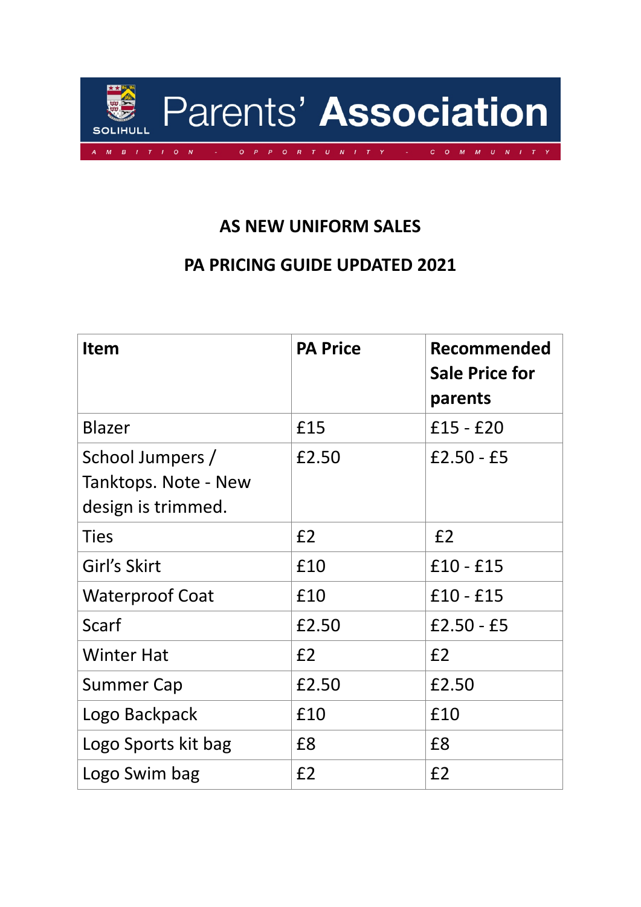SOLIHULL

# Parents' Association

A M B I T I O N - O P P O R T U N I T Y - C O M M U N I T Y

## AS NEW UNIFORM SALES

## PA PRICING GUIDE UPDATED 2021

| Item | PA Price | Recommended Sale Price for parents |
|---|---|---|
| Blazer | £15 | £15 - £20 |
| School Jumpers / Tanktops. Note - New design is trimmed. | £2.50 | £2.50 - £5 |
| Ties | £2 | £2 |
| Girl's Skirt | £10 | £10 - £15 |
| Waterproof Coat | £10 | £10 - £15 |
| Scarf | £2.50 | £2.50 - £5 |
| Winter Hat | £2 | £2 |
| Summer Cap | £2.50 | £2.50 |
| Logo Backpack | £10 | £10 |
| Logo Sports kit bag | £8 | £8 |
| Logo Swim bag | £2 | £2 |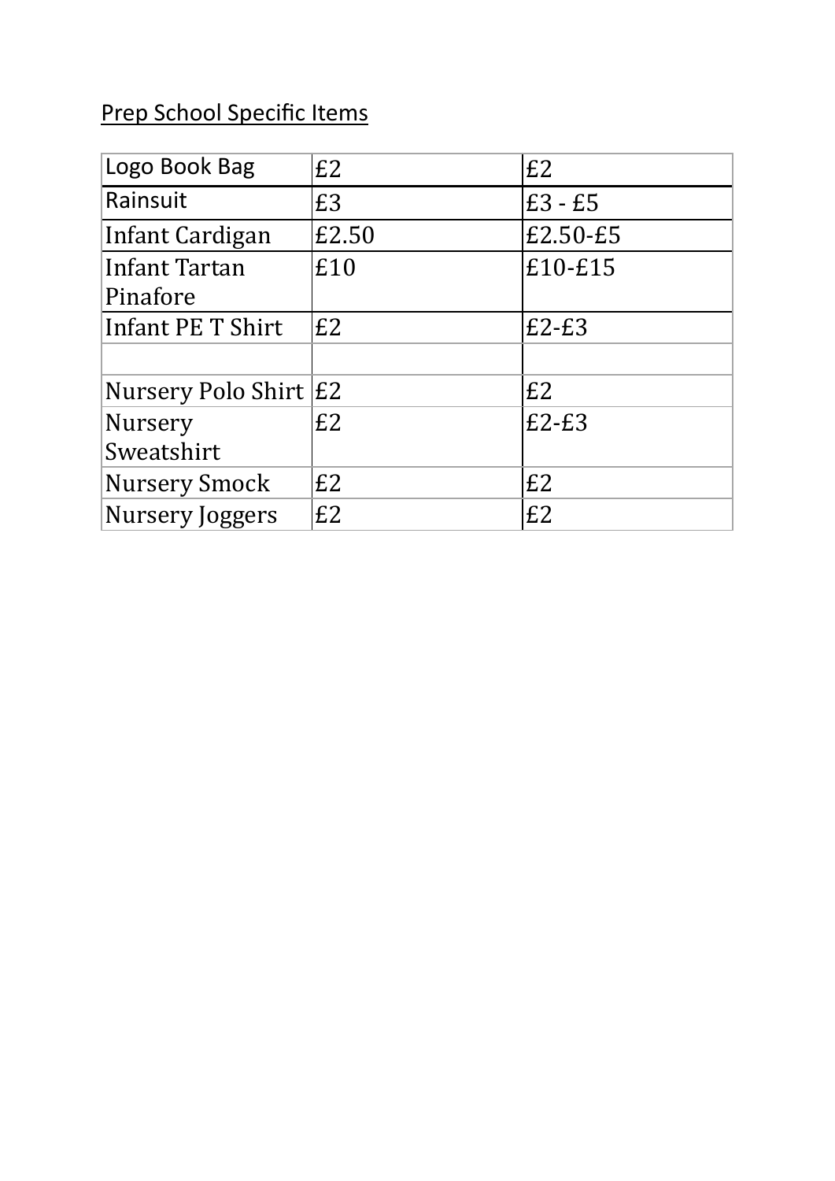Prep School Specific Items

| | | |
|---|---|---|
| Logo Book Bag | £2 | £2 |
| Rainsuit | £3 | £3 - £5 |
| Infant Cardigan | £2.50 | £2.50-£5 |
| Infant Tartan Pinafore | £10 | £10-£15 |
| Infant PE T Shirt | £2 | £2-£3 |
| | | |
| Nursery Polo Shirt | £2 | £2 |
| Nursery Sweatshirt | £2 | £2-£3 |
| Nursery Smock | £2 | £2 |
| Nursery Joggers | £2 | £2 |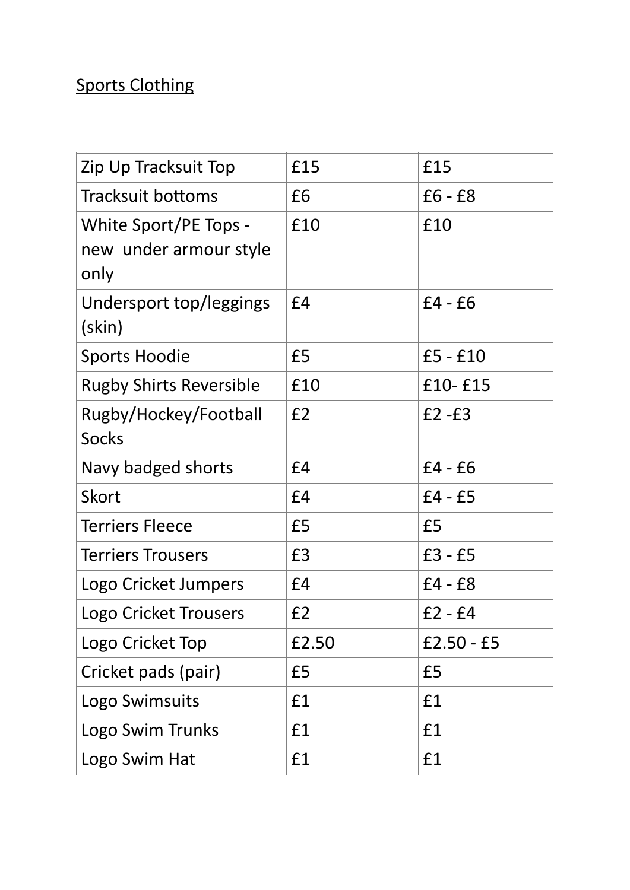Sports Clothing

| | | |
|---|---|---|
| Zip Up Tracksuit Top | £15 | £15 |
| Tracksuit bottoms | £6 | £6 - £8 |
| White Sport/PE Tops - new under armour style only | £10 | £10 |
| Undersport top/leggings (skin) | £4 | £4 - £6 |
| Sports Hoodie | £5 | £5 - £10 |
| Rugby Shirts Reversible | £10 | £10- £15 |
| Rugby/Hockey/Football Socks | £2 | £2 -£3 |
| Navy badged shorts | £4 | £4 - £6 |
| Skort | £4 | £4 - £5 |
| Terriers Fleece | £5 | £5 |
| Terriers Trousers | £3 | £3 - £5 |
| Logo Cricket Jumpers | £4 | £4 - £8 |
| Logo Cricket Trousers | £2 | £2 - £4 |
| Logo Cricket Top | £2.50 | £2.50 - £5 |
| Cricket pads (pair) | £5 | £5 |
| Logo Swimsuits | £1 | £1 |
| Logo Swim Trunks | £1 | £1 |
| Logo Swim Hat | £1 | £1 |